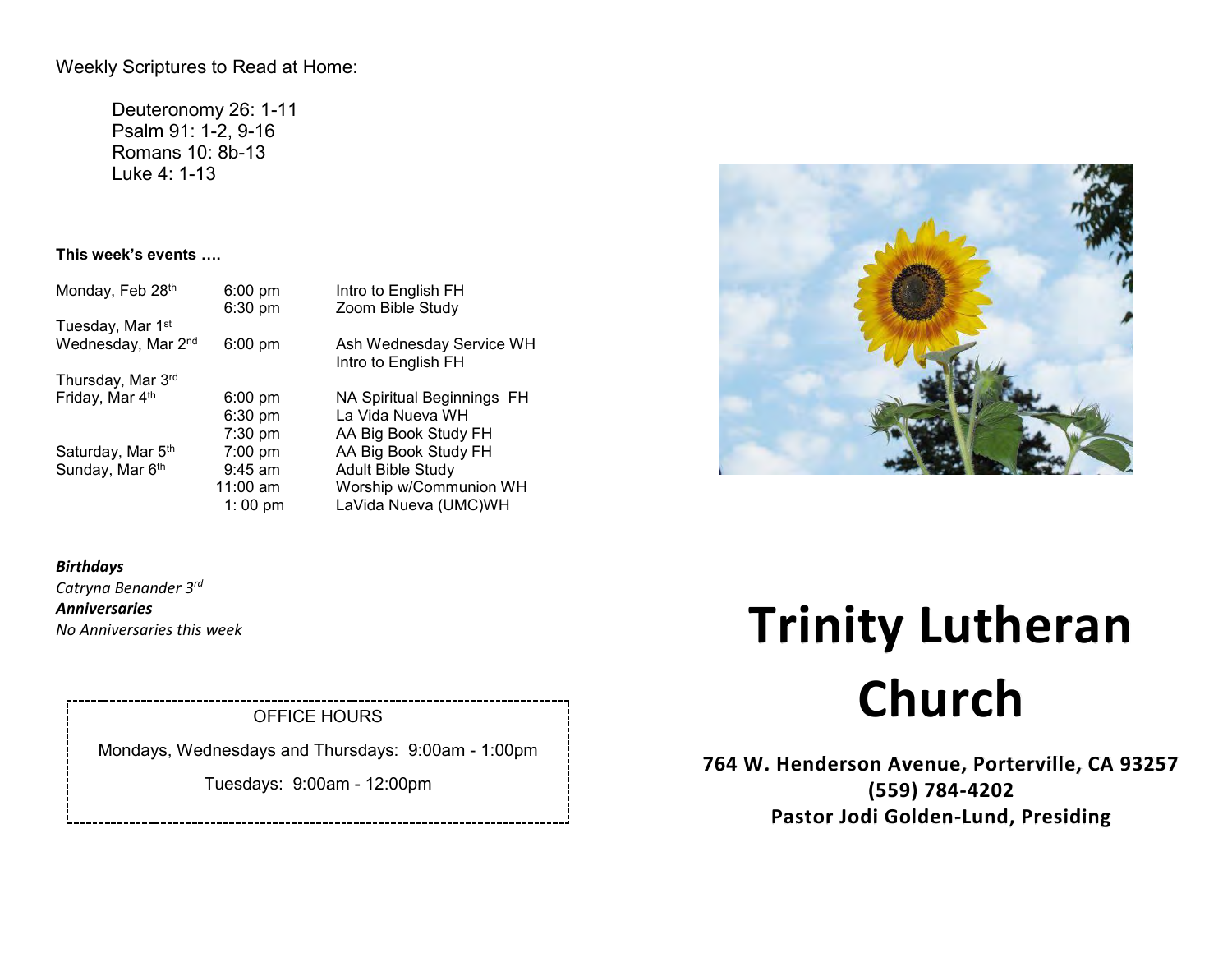Weekly Scriptures to Read at Home:

Deuteronomy 26: 1-11
Psalm 91: 1-2, 9-16
Romans 10: 8b-13
Luke 4: 1-13

**This week's events ….**

| Day | Time | Event |
|---|---|---|
| Monday, Feb 28th | 6:00 pm | Intro to English FH |
| | 6:30 pm | Zoom Bible Study |
| Tuesday, Mar 1st | | |
| Wednesday, Mar 2nd | 6:00 pm | Ash Wednesday Service WH |
| | | Intro to English FH |
| Thursday, Mar 3rd | | |
| Friday, Mar 4th | 6:00 pm | NA Spiritual Beginnings FH |
| | 6:30 pm | La Vida Nueva WH |
| | 7:30 pm | AA Big Book Study FH |
| Saturday, Mar 5th | 7:00 pm | AA Big Book Study FH |
| Sunday, Mar 6th | 9:45 am | Adult Bible Study |
| | 11:00 am | Worship w/Communion WH |
| | 1: 00 pm | LaVida Nueva (UMC)WH |

***Birthdays***
*Catryna Benander 3rd*
***Anniversaries***
*No Anniversaries this week*

OFFICE HOURS

Mondays, Wednesdays and Thursdays: 9:00am - 1:00pm

Tuesdays: 9:00am - 12:00pm

# Trinity Lutheran Church

**764 W. Henderson Avenue, Porterville, CA 93257**
**(559) 784-4202**
**Pastor Jodi Golden-Lund, Presiding**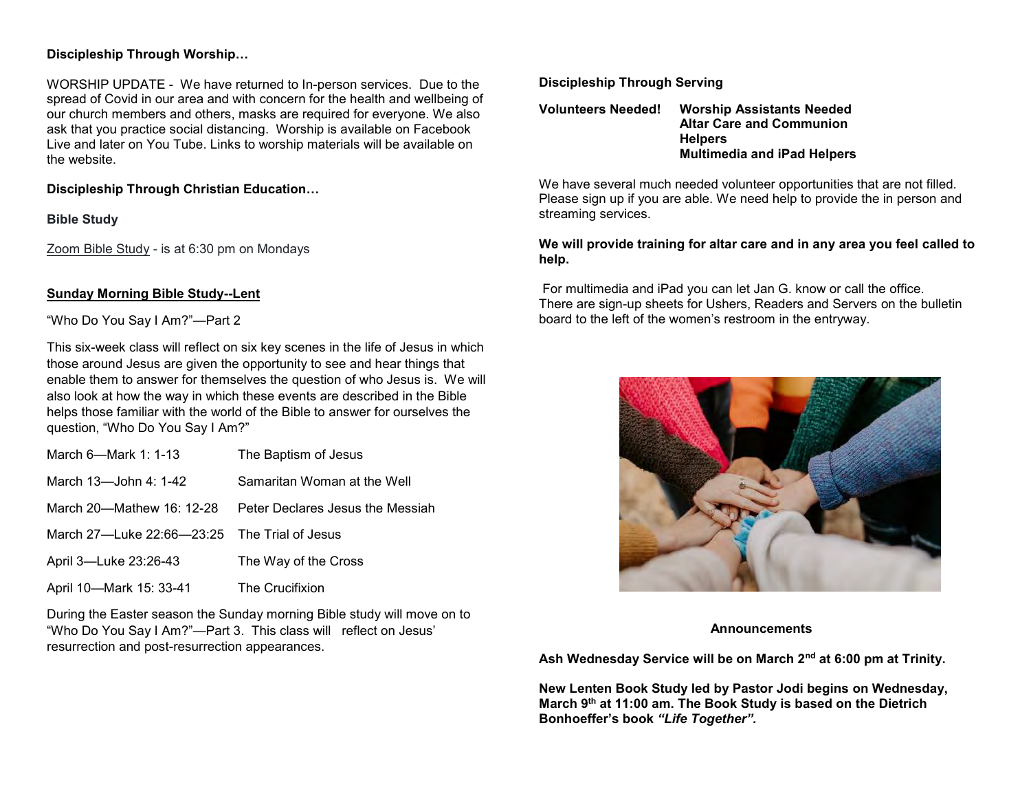**Discipleship Through Worship…**

WORSHIP UPDATE - We have returned to In-person services. Due to the spread of Covid in our area and with concern for the health and wellbeing of our church members and others, masks are required for everyone. We also ask that you practice social distancing. Worship is available on Facebook Live and later on You Tube. Links to worship materials will be available on the website.

**Discipleship Through Christian Education…**

**Bible Study**

Zoom Bible Study - is at 6:30 pm on Mondays

**Sunday Morning Bible Study--Lent**

"Who Do You Say I Am?"—Part 2

This six-week class will reflect on six key scenes in the life of Jesus in which those around Jesus are given the opportunity to see and hear things that enable them to answer for themselves the question of who Jesus is. We will also look at how the way in which these events are described in the Bible helps those familiar with the world of the Bible to answer for ourselves the question, "Who Do You Say I Am?"

| | |
|---|---|
| March 6—Mark 1: 1-13 | The Baptism of Jesus |
| March 13—John 4: 1-42 | Samaritan Woman at the Well |
| March 20—Mathew 16: 12-28 | Peter Declares Jesus the Messiah |
| March 27—Luke 22:66—23:25 | The Trial of Jesus |
| April 3—Luke 23:26-43 | The Way of the Cross |
| April 10—Mark 15: 33-41 | The Crucifixion |

During the Easter season the Sunday morning Bible study will move on to "Who Do You Say I Am?"—Part 3. This class will reflect on Jesus' resurrection and post-resurrection appearances.

**Discipleship Through Serving**

**Volunteers Needed!** **Worship Assistants Needed**
**Altar Care and Communion Helpers**
**Multimedia and iPad Helpers**

We have several much needed volunteer opportunities that are not filled. Please sign up if you are able. We need help to provide the in person and streaming services.

**We will provide training for altar care and in any area you feel called to help.**

For multimedia and iPad you can let Jan G. know or call the office. There are sign-up sheets for Ushers, Readers and Servers on the bulletin board to the left of the women's restroom in the entryway.

**Announcements**

**Ash Wednesday Service will be on March 2nd at 6:00 pm at Trinity.**

**New Lenten Book Study led by Pastor Jodi begins on Wednesday, March 9th at 11:00 am. The Book Study is based on the Dietrich Bonhoeffer's book *"Life Together".***